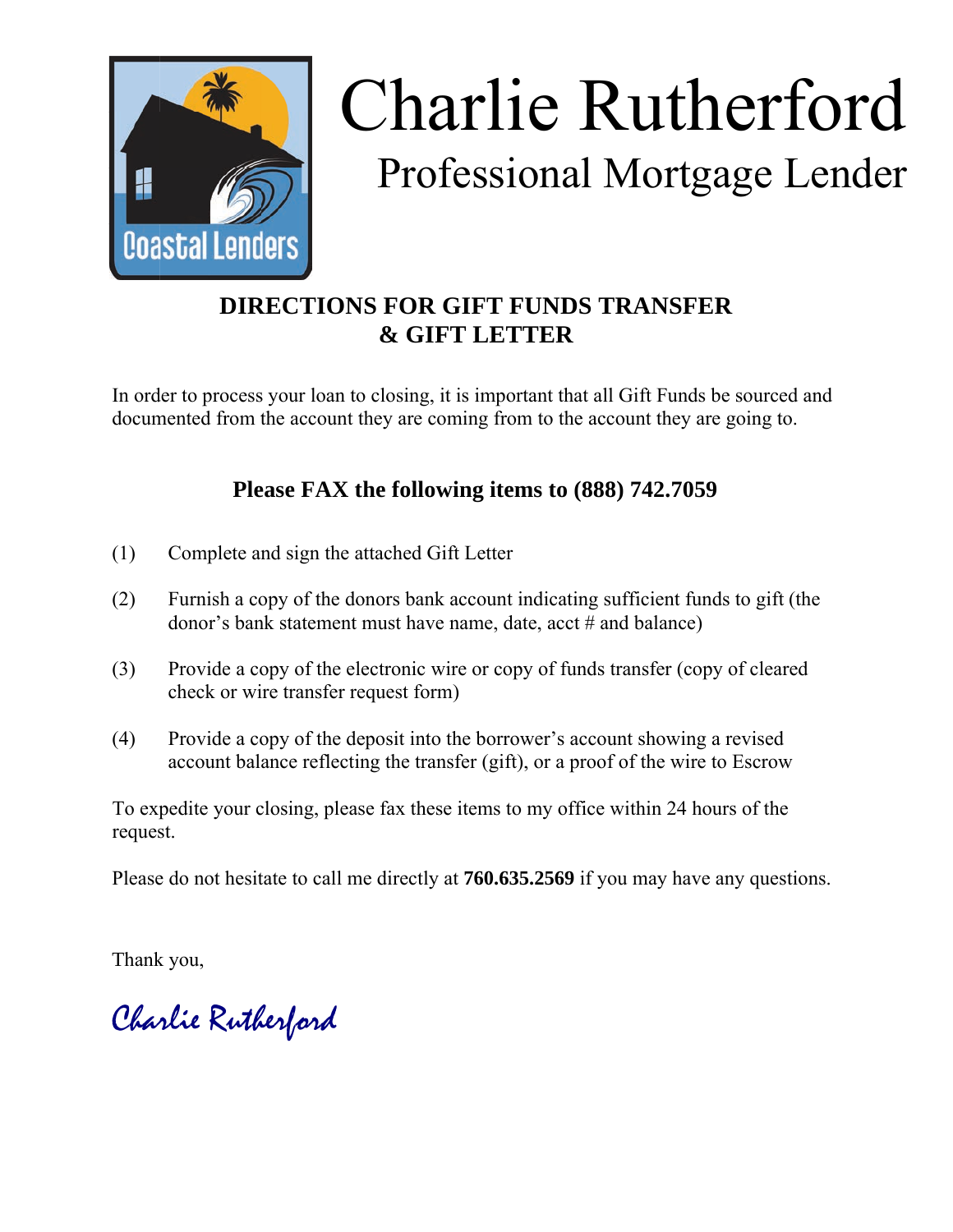Coastal Lenders

# Charlie Rutherford

## Professional Mortgage Lender

**DIRECTIONS FOR GIFT FUNDS TRANSFER & GIFT LETTER**

In order to process your loan to closing, it is important that all Gift Funds be sourced and documented from the account they are coming from to the account they are going to.

**Please FAX the following items to (888) 742.7059**

(1) Complete and sign the attached Gift Letter

(2) Furnish a copy of the donors bank account indicating sufficient funds to gift (the donor's bank statement must have name, date, acct # and balance)

(3) Provide a copy of the electronic wire or copy of funds transfer (copy of cleared check or wire transfer request form)

(4) Provide a copy of the deposit into the borrower's account showing a revised account balance reflecting the transfer (gift), or a proof of the wire to Escrow

To expedite your closing, please fax these items to my office within 24 hours of the request.

Please do not hesitate to call me directly at **760.635.2569** if you may have any questions.

Thank you,

*Charlie Rutherford*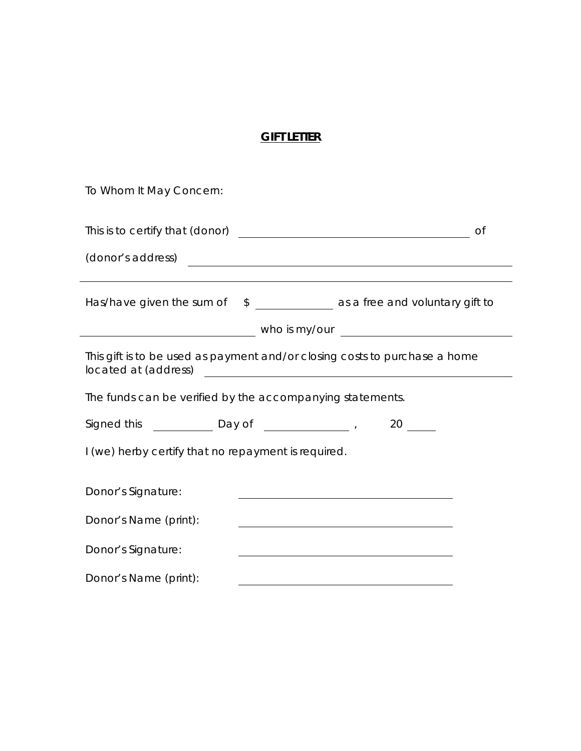**GIFT LETTER**

To Whom It May Concern:

This is to certify that (donor) ________________________________________ of

(donor's address) ____________________________________________________

______________________________________________________________________

Has/have given the sum of $ ______________ as a free and voluntary gift to

________________________________ who is my/our ______________________________

This gift is to be used as payment and/or closing costs to purchase a home located at (address) ____________________________________________

The funds can be verified by the accompanying statements.

Signed this ___________ Day of _______________ , 20 _____

I (we) herby certify that no repayment is required.

Donor's Signature: ______________________________________

Donor's Name (print): ______________________________________

Donor's Signature: ______________________________________

Donor's Name (print): ______________________________________